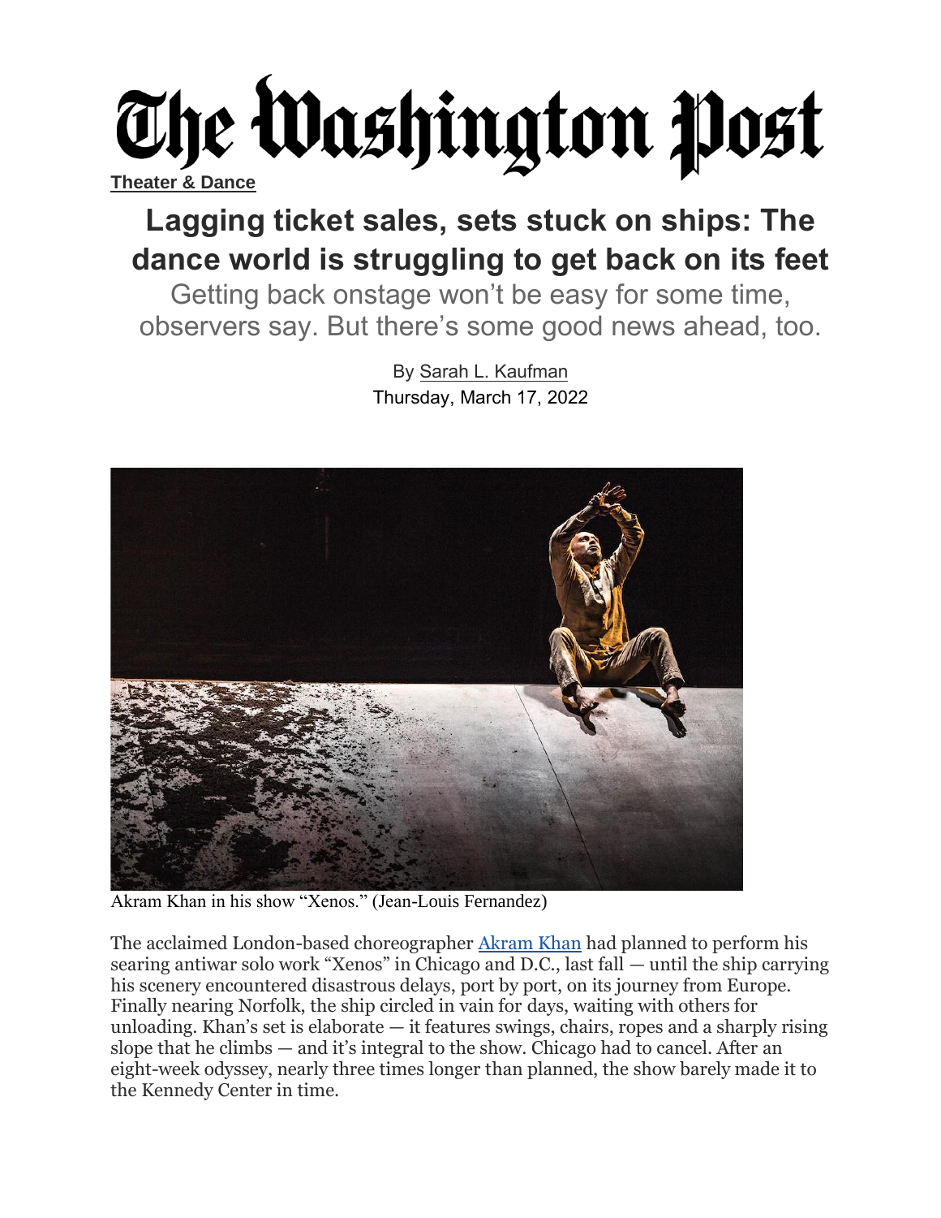The Washington Post

Theater & Dance

# Lagging ticket sales, sets stuck on ships: The dance world is struggling to get back on its feet

Getting back onstage won't be easy for some time, observers say. But there's some good news ahead, too.

By Sarah L. Kaufman
Thursday, March 17, 2022

Akram Khan in his show "Xenos." (Jean-Louis Fernandez)

The acclaimed London-based choreographer Akram Khan had planned to perform his searing antiwar solo work "Xenos" in Chicago and D.C., last fall — until the ship carrying his scenery encountered disastrous delays, port by port, on its journey from Europe. Finally nearing Norfolk, the ship circled in vain for days, waiting with others for unloading. Khan's set is elaborate — it features swings, chairs, ropes and a sharply rising slope that he climbs — and it's integral to the show. Chicago had to cancel. After an eight-week odyssey, nearly three times longer than planned, the show barely made it to the Kennedy Center in time.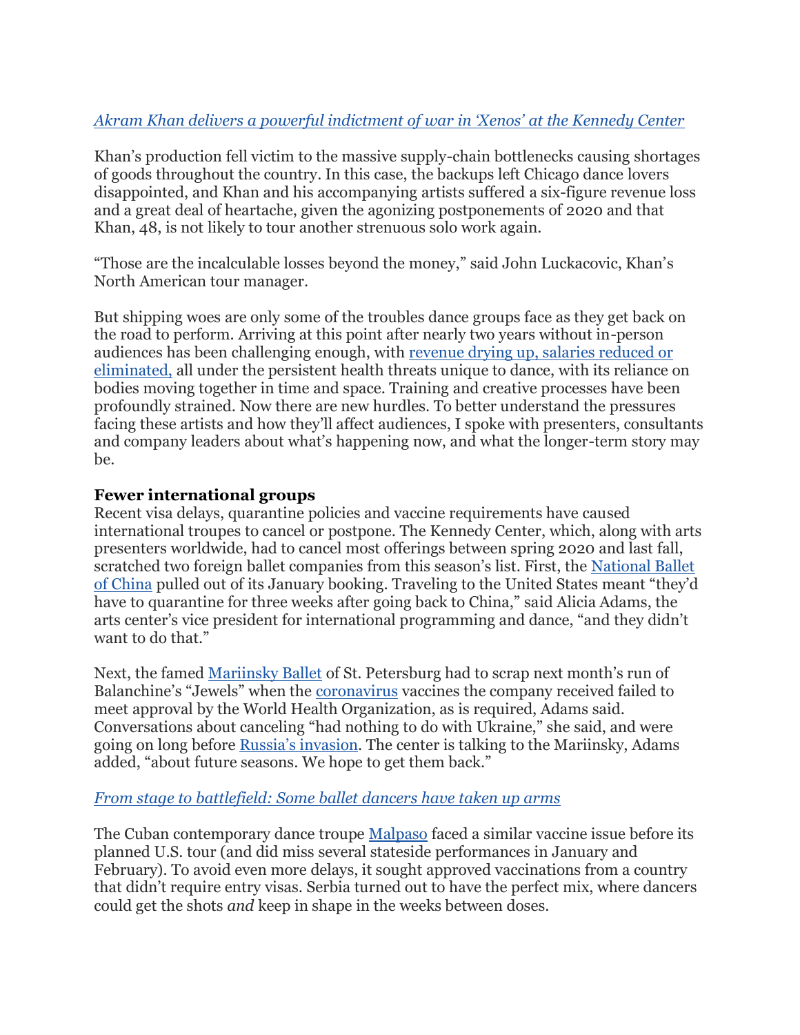*Akram Khan delivers a powerful indictment of war in 'Xenos' at the Kennedy Center*

Khan's production fell victim to the massive supply-chain bottlenecks causing shortages of goods throughout the country. In this case, the backups left Chicago dance lovers disappointed, and Khan and his accompanying artists suffered a six-figure revenue loss and a great deal of heartache, given the agonizing postponements of 2020 and that Khan, 48, is not likely to tour another strenuous solo work again.

"Those are the incalculable losses beyond the money," said John Luckacovic, Khan's North American tour manager.

But shipping woes are only some of the troubles dance groups face as they get back on the road to perform. Arriving at this point after nearly two years without in-person audiences has been challenging enough, with revenue drying up, salaries reduced or eliminated, all under the persistent health threats unique to dance, with its reliance on bodies moving together in time and space. Training and creative processes have been profoundly strained. Now there are new hurdles. To better understand the pressures facing these artists and how they'll affect audiences, I spoke with presenters, consultants and company leaders about what's happening now, and what the longer-term story may be.

**Fewer international groups**

Recent visa delays, quarantine policies and vaccine requirements have caused international troupes to cancel or postpone. The Kennedy Center, which, along with arts presenters worldwide, had to cancel most offerings between spring 2020 and last fall, scratched two foreign ballet companies from this season's list. First, the National Ballet of China pulled out of its January booking. Traveling to the United States meant "they'd have to quarantine for three weeks after going back to China," said Alicia Adams, the arts center's vice president for international programming and dance, "and they didn't want to do that."

Next, the famed Mariinsky Ballet of St. Petersburg had to scrap next month's run of Balanchine's "Jewels" when the coronavirus vaccines the company received failed to meet approval by the World Health Organization, as is required, Adams said. Conversations about canceling "had nothing to do with Ukraine," she said, and were going on long before Russia's invasion. The center is talking to the Mariinsky, Adams added, "about future seasons. We hope to get them back."

*From stage to battlefield: Some ballet dancers have taken up arms*

The Cuban contemporary dance troupe Malpaso faced a similar vaccine issue before its planned U.S. tour (and did miss several stateside performances in January and February). To avoid even more delays, it sought approved vaccinations from a country that didn't require entry visas. Serbia turned out to have the perfect mix, where dancers could get the shots *and* keep in shape in the weeks between doses.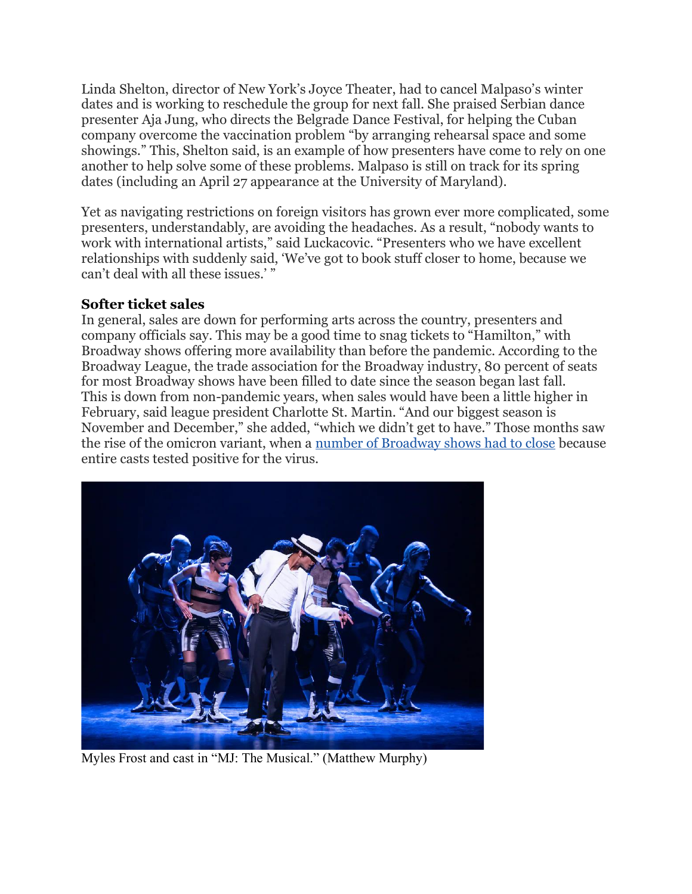Linda Shelton, director of New York's Joyce Theater, had to cancel Malpaso's winter dates and is working to reschedule the group for next fall. She praised Serbian dance presenter Aja Jung, who directs the Belgrade Dance Festival, for helping the Cuban company overcome the vaccination problem "by arranging rehearsal space and some showings." This, Shelton said, is an example of how presenters have come to rely on one another to help solve some of these problems. Malpaso is still on track for its spring dates (including an April 27 appearance at the University of Maryland).

Yet as navigating restrictions on foreign visitors has grown ever more complicated, some presenters, understandably, are avoiding the headaches. As a result, "nobody wants to work with international artists," said Luckacovic. "Presenters who we have excellent relationships with suddenly said, 'We've got to book stuff closer to home, because we can't deal with all these issues.' "

### Softer ticket sales

In general, sales are down for performing arts across the country, presenters and company officials say. This may be a good time to snag tickets to "Hamilton," with Broadway shows offering more availability than before the pandemic. According to the Broadway League, the trade association for the Broadway industry, 80 percent of seats for most Broadway shows have been filled to date since the season began last fall. This is down from non-pandemic years, when sales would have been a little higher in February, said league president Charlotte St. Martin. "And our biggest season is November and December," she added, "which we didn't get to have." Those months saw the rise of the omicron variant, when a [number of Broadway shows had to close]() because entire casts tested positive for the virus.

Myles Frost and cast in "MJ: The Musical." (Matthew Murphy)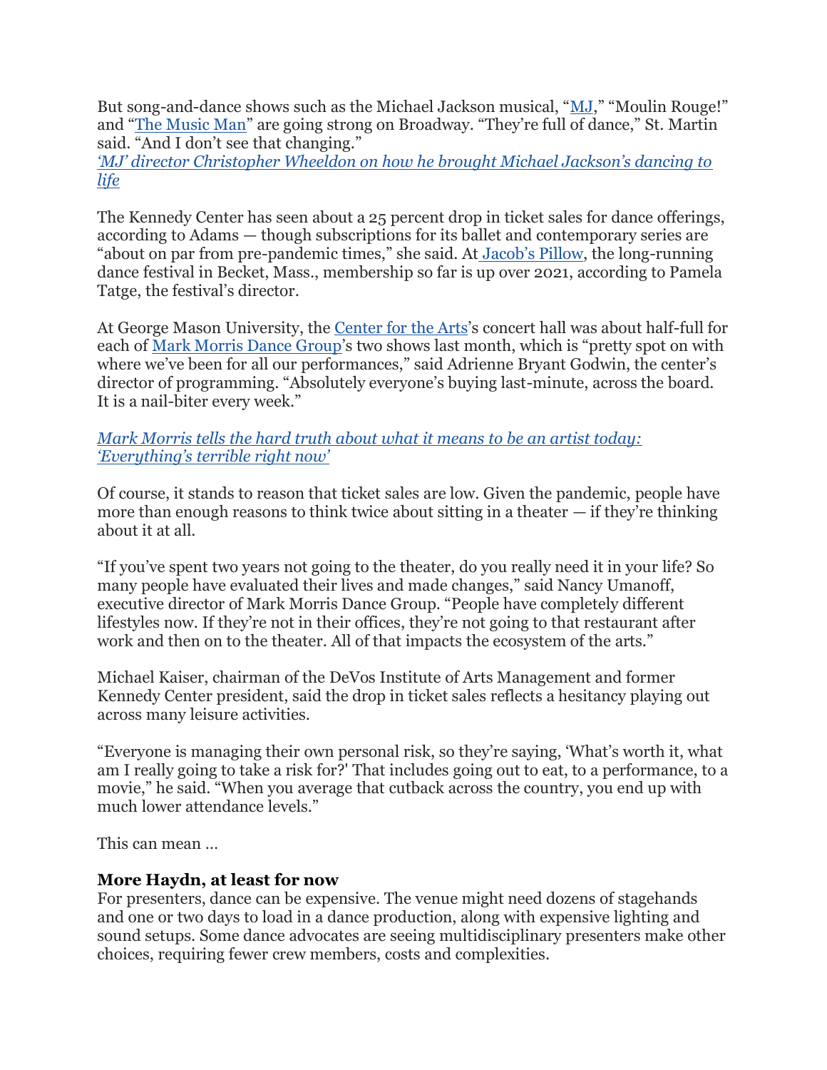But song-and-dance shows such as the Michael Jackson musical, "MJ," "Moulin Rouge!" and "The Music Man" are going strong on Broadway. "They're full of dance," St. Martin said. "And I don't see that changing."

*'MJ' director Christopher Wheeldon on how he brought Michael Jackson's dancing to life*

The Kennedy Center has seen about a 25 percent drop in ticket sales for dance offerings, according to Adams — though subscriptions for its ballet and contemporary series are "about on par from pre-pandemic times," she said. At Jacob's Pillow, the long-running dance festival in Becket, Mass., membership so far is up over 2021, according to Pamela Tatge, the festival's director.

At George Mason University, the Center for the Arts's concert hall was about half-full for each of Mark Morris Dance Group's two shows last month, which is "pretty spot on with where we've been for all our performances," said Adrienne Bryant Godwin, the center's director of programming. "Absolutely everyone's buying last-minute, across the board. It is a nail-biter every week."

*Mark Morris tells the hard truth about what it means to be an artist today: 'Everything's terrible right now'*

Of course, it stands to reason that ticket sales are low. Given the pandemic, people have more than enough reasons to think twice about sitting in a theater — if they're thinking about it at all.

"If you've spent two years not going to the theater, do you really need it in your life? So many people have evaluated their lives and made changes," said Nancy Umanoff, executive director of Mark Morris Dance Group. "People have completely different lifestyles now. If they're not in their offices, they're not going to that restaurant after work and then on to the theater. All of that impacts the ecosystem of the arts."

Michael Kaiser, chairman of the DeVos Institute of Arts Management and former Kennedy Center president, said the drop in ticket sales reflects a hesitancy playing out across many leisure activities.

"Everyone is managing their own personal risk, so they're saying, 'What's worth it, what am I really going to take a risk for?' That includes going out to eat, to a performance, to a movie," he said. "When you average that cutback across the country, you end up with much lower attendance levels."

This can mean …

**More Haydn, at least for now**

For presenters, dance can be expensive. The venue might need dozens of stagehands and one or two days to load in a dance production, along with expensive lighting and sound setups. Some dance advocates are seeing multidisciplinary presenters make other choices, requiring fewer crew members, costs and complexities.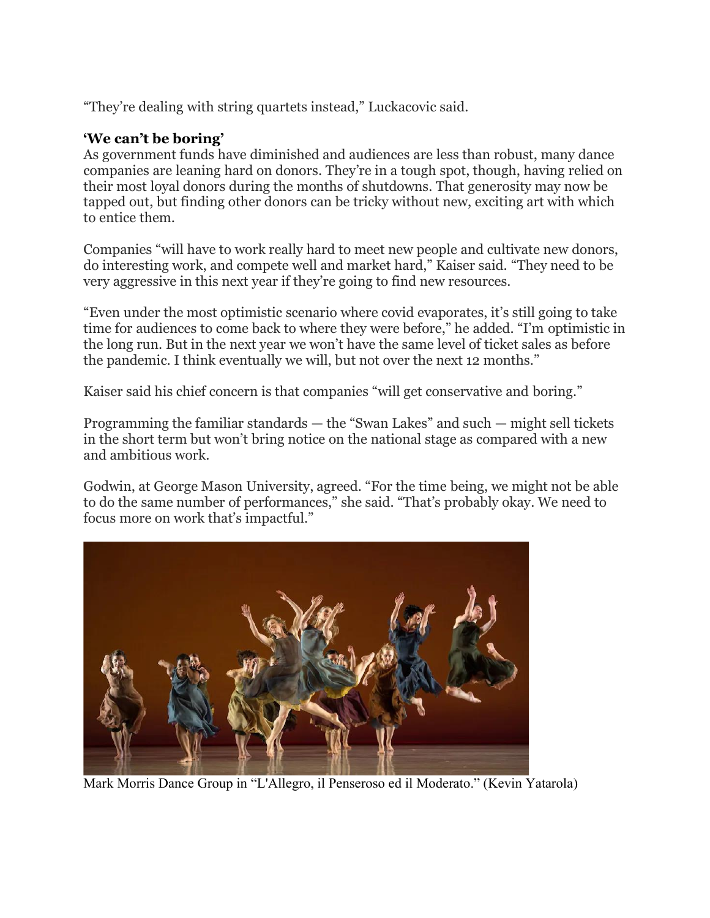“They’re dealing with string quartets instead,” Luckacovic said.

**‘We can’t be boring’**

As government funds have diminished and audiences are less than robust, many dance companies are leaning hard on donors. They’re in a tough spot, though, having relied on their most loyal donors during the months of shutdowns. That generosity may now be tapped out, but finding other donors can be tricky without new, exciting art with which to entice them.

Companies “will have to work really hard to meet new people and cultivate new donors, do interesting work, and compete well and market hard,” Kaiser said. “They need to be very aggressive in this next year if they’re going to find new resources.

“Even under the most optimistic scenario where covid evaporates, it’s still going to take time for audiences to come back to where they were before,” he added. “I’m optimistic in the long run. But in the next year we won’t have the same level of ticket sales as before the pandemic. I think eventually we will, but not over the next 12 months.”

Kaiser said his chief concern is that companies “will get conservative and boring.”

Programming the familiar standards — the “Swan Lakes” and such — might sell tickets in the short term but won’t bring notice on the national stage as compared with a new and ambitious work.

Godwin, at George Mason University, agreed. “For the time being, we might not be able to do the same number of performances,” she said. “That’s probably okay. We need to focus more on work that’s impactful.”

Mark Morris Dance Group in “L'Allegro, il Penseroso ed il Moderato.” (Kevin Yatarola)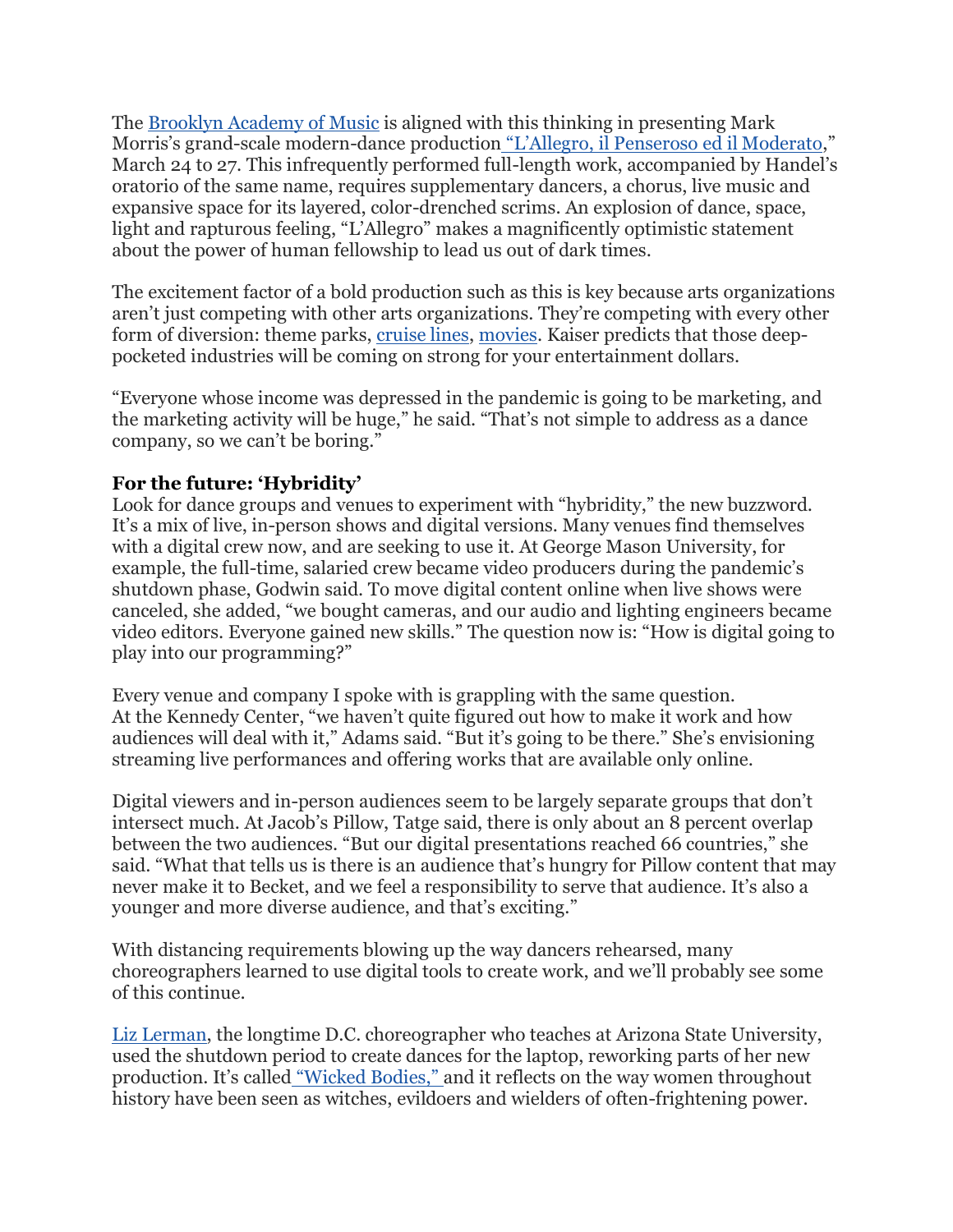The Brooklyn Academy of Music is aligned with this thinking in presenting Mark Morris's grand-scale modern-dance production "L'Allegro, il Penseroso ed il Moderato," March 24 to 27. This infrequently performed full-length work, accompanied by Handel's oratorio of the same name, requires supplementary dancers, a chorus, live music and expansive space for its layered, color-drenched scrims. An explosion of dance, space, light and rapturous feeling, "L'Allegro" makes a magnificently optimistic statement about the power of human fellowship to lead us out of dark times.

The excitement factor of a bold production such as this is key because arts organizations aren't just competing with other arts organizations. They're competing with every other form of diversion: theme parks, cruise lines, movies. Kaiser predicts that those deep-pocketed industries will be coming on strong for your entertainment dollars.

"Everyone whose income was depressed in the pandemic is going to be marketing, and the marketing activity will be huge," he said. "That's not simple to address as a dance company, so we can't be boring."

**For the future: 'Hybridity'**

Look for dance groups and venues to experiment with "hybridity," the new buzzword. It's a mix of live, in-person shows and digital versions. Many venues find themselves with a digital crew now, and are seeking to use it. At George Mason University, for example, the full-time, salaried crew became video producers during the pandemic's shutdown phase, Godwin said. To move digital content online when live shows were canceled, she added, "we bought cameras, and our audio and lighting engineers became video editors. Everyone gained new skills." The question now is: "How is digital going to play into our programming?"

Every venue and company I spoke with is grappling with the same question. At the Kennedy Center, "we haven't quite figured out how to make it work and how audiences will deal with it," Adams said. "But it's going to be there." She's envisioning streaming live performances and offering works that are available only online.

Digital viewers and in-person audiences seem to be largely separate groups that don't intersect much. At Jacob's Pillow, Tatge said, there is only about an 8 percent overlap between the two audiences. "But our digital presentations reached 66 countries," she said. "What that tells us is there is an audience that's hungry for Pillow content that may never make it to Becket, and we feel a responsibility to serve that audience. It's also a younger and more diverse audience, and that's exciting."

With distancing requirements blowing up the way dancers rehearsed, many choreographers learned to use digital tools to create work, and we'll probably see some of this continue.

Liz Lerman, the longtime D.C. choreographer who teaches at Arizona State University, used the shutdown period to create dances for the laptop, reworking parts of her new production. It's called "Wicked Bodies," and it reflects on the way women throughout history have been seen as witches, evildoers and wielders of often-frightening power.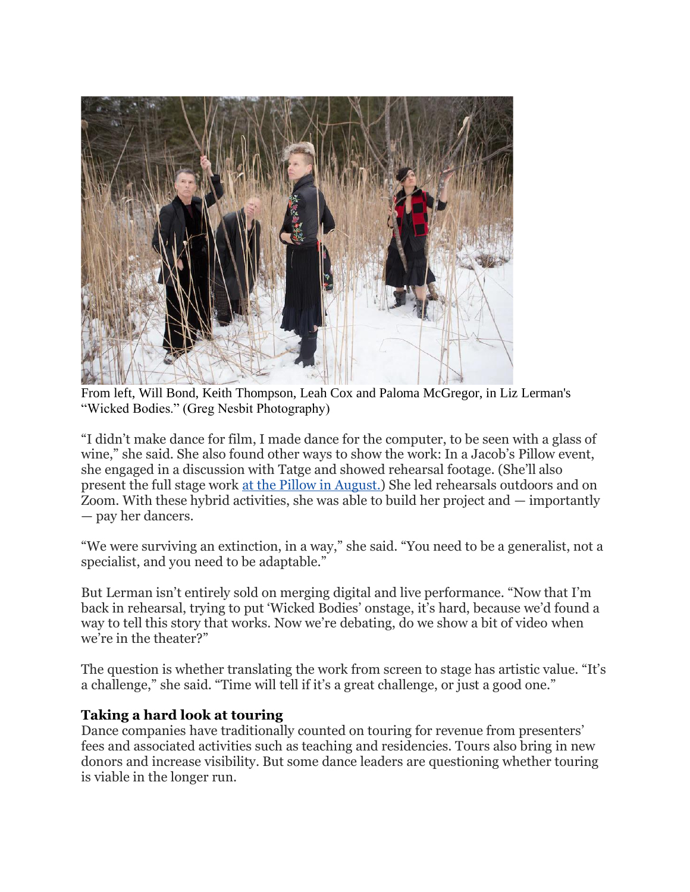From left, Will Bond, Keith Thompson, Leah Cox and Paloma McGregor, in Liz Lerman's "Wicked Bodies." (Greg Nesbit Photography)

"I didn't make dance for film, I made dance for the computer, to be seen with a glass of wine," she said. She also found other ways to show the work: In a Jacob's Pillow event, she engaged in a discussion with Tatge and showed rehearsal footage. (She'll also present the full stage work [at the Pillow in August.](#)) She led rehearsals outdoors and on Zoom. With these hybrid activities, she was able to build her project and — importantly — pay her dancers.

"We were surviving an extinction, in a way," she said. "You need to be a generalist, not a specialist, and you need to be adaptable."

But Lerman isn't entirely sold on merging digital and live performance. "Now that I'm back in rehearsal, trying to put 'Wicked Bodies' onstage, it's hard, because we'd found a way to tell this story that works. Now we're debating, do we show a bit of video when we're in the theater?"

The question is whether translating the work from screen to stage has artistic value. "It's a challenge," she said. "Time will tell if it's a great challenge, or just a good one."

### Taking a hard look at touring

Dance companies have traditionally counted on touring for revenue from presenters' fees and associated activities such as teaching and residencies. Tours also bring in new donors and increase visibility. But some dance leaders are questioning whether touring is viable in the longer run.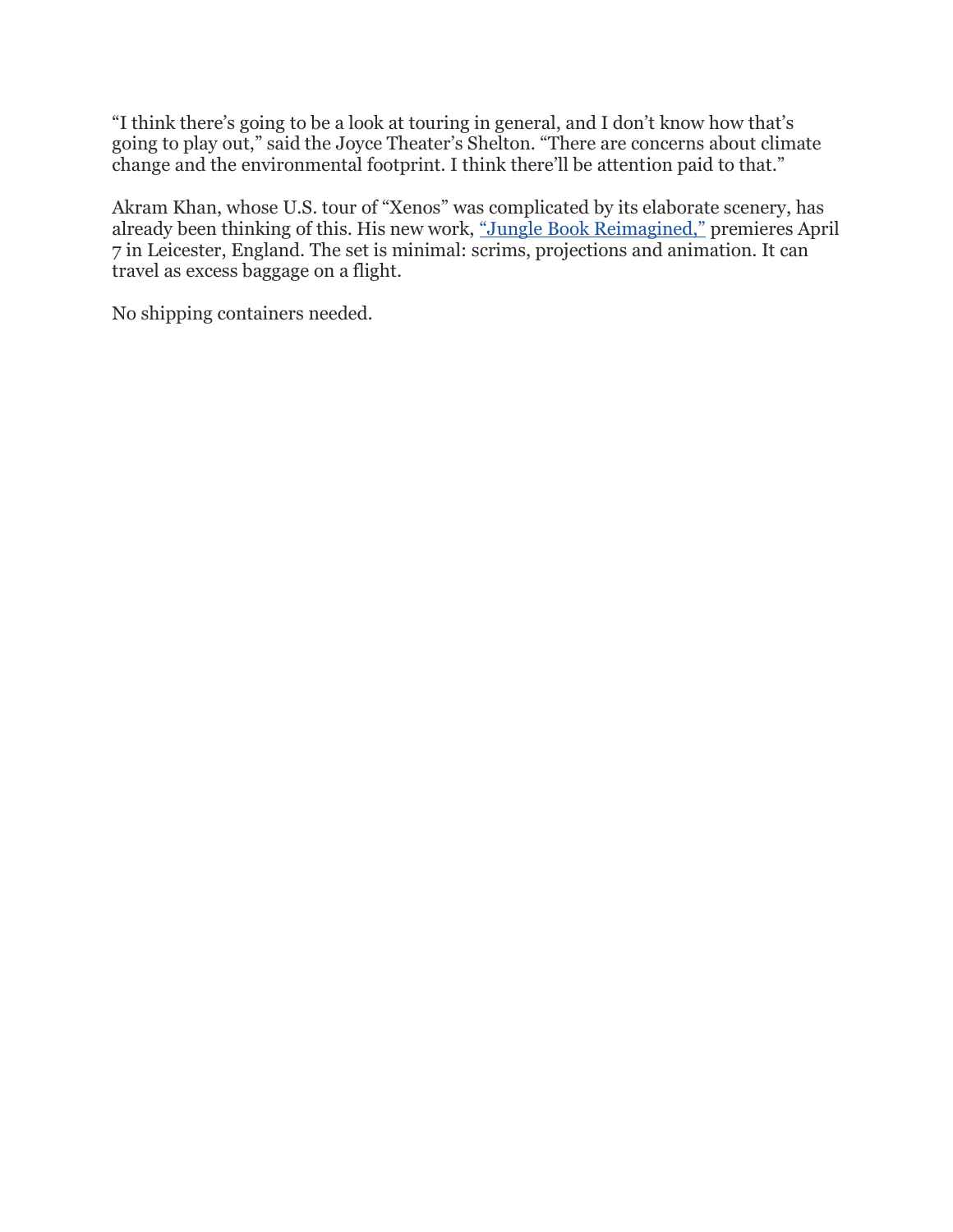“I think there’s going to be a look at touring in general, and I don’t know how that’s going to play out,” said the Joyce Theater’s Shelton. “There are concerns about climate change and the environmental footprint. I think there’ll be attention paid to that.”

Akram Khan, whose U.S. tour of “Xenos” was complicated by its elaborate scenery, has already been thinking of this. His new work, “Jungle Book Reimagined,” premieres April 7 in Leicester, England. The set is minimal: scrims, projections and animation. It can travel as excess baggage on a flight.

No shipping containers needed.